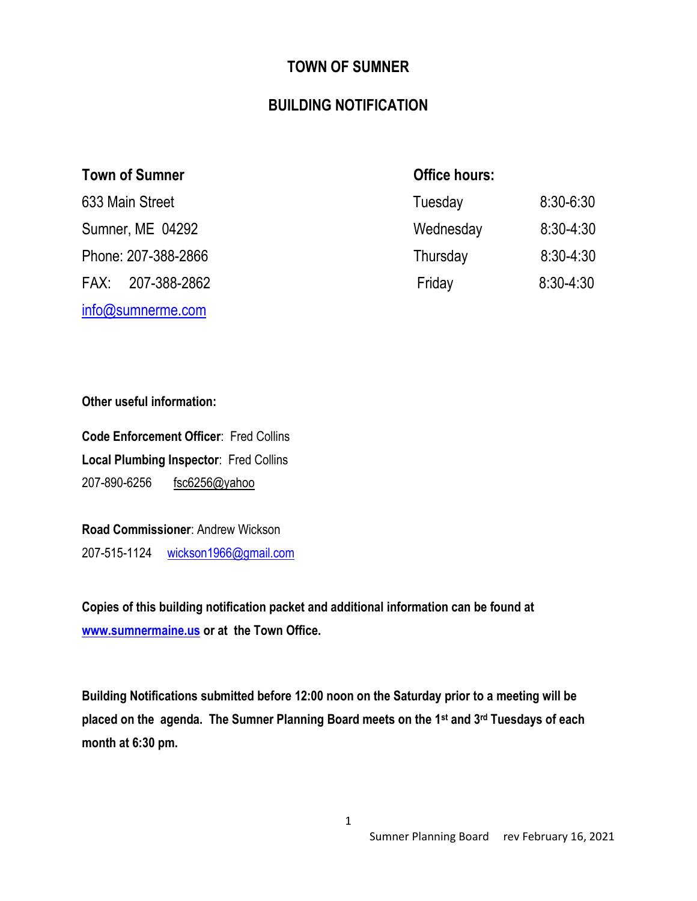# TOWN OF SUMNER

## BUILDING NOTIFICATION

**Town of Sumner**

633 Main Street

Sumner, ME 04292

Phone: 207-388-2866

FAX: 207-388-2862

info@sumnerme.com

**Office hours:**

| | |
|---|---|
| Tuesday | 8:30-6:30 |
| Wednesday | 8:30-4:30 |
| Thursday | 8:30-4:30 |
| Friday | 8:30-4:30 |

**Other useful information:**

**Code Enforcement Officer**: Fred Collins

**Local Plumbing Inspector**: Fred Collins

207-890-6256 fsc6256@yahoo

**Road Commissioner**: Andrew Wickson

207-515-1124 wickson1966@gmail.com

**Copies of this building notification packet and additional information can be found at www.sumnermaine.us or at the Town Office.**

**Building Notifications submitted before 12:00 noon on the Saturday prior to a meeting will be placed on the agenda. The Sumner Planning Board meets on the 1st and 3rd Tuesdays of each month at 6:30 pm.**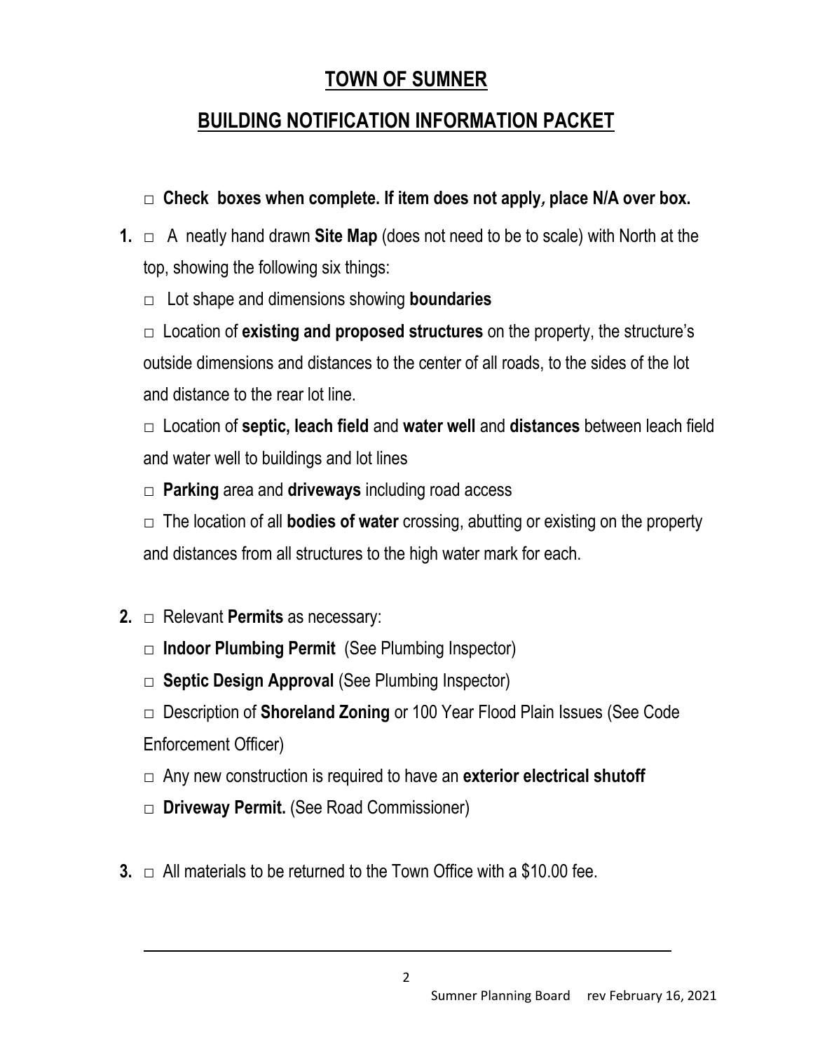# TOWN OF SUMNER

## BUILDING NOTIFICATION INFORMATION PACKET

□ **Check boxes when complete. If item does not apply, place N/A over box.**

**1.** □ A neatly hand drawn **Site Map** (does not need to be to scale) with North at the top, showing the following six things:

□ Lot shape and dimensions showing **boundaries**

□ Location of **existing and proposed structures** on the property, the structure's outside dimensions and distances to the center of all roads, to the sides of the lot and distance to the rear lot line.

□ Location of **septic, leach field** and **water well** and **distances** between leach field and water well to buildings and lot lines

□ **Parking** area and **driveways** including road access

□ The location of all **bodies of water** crossing, abutting or existing on the property and distances from all structures to the high water mark for each.

**2.** □ Relevant **Permits** as necessary:

□ **Indoor Plumbing Permit** (See Plumbing Inspector)

□ **Septic Design Approval** (See Plumbing Inspector)

□ Description of **Shoreland Zoning** or 100 Year Flood Plain Issues (See Code Enforcement Officer)

□ Any new construction is required to have an **exterior electrical shutoff**

□ **Driveway Permit.** (See Road Commissioner)

**3.** □ All materials to be returned to the Town Office with a $10.00 fee.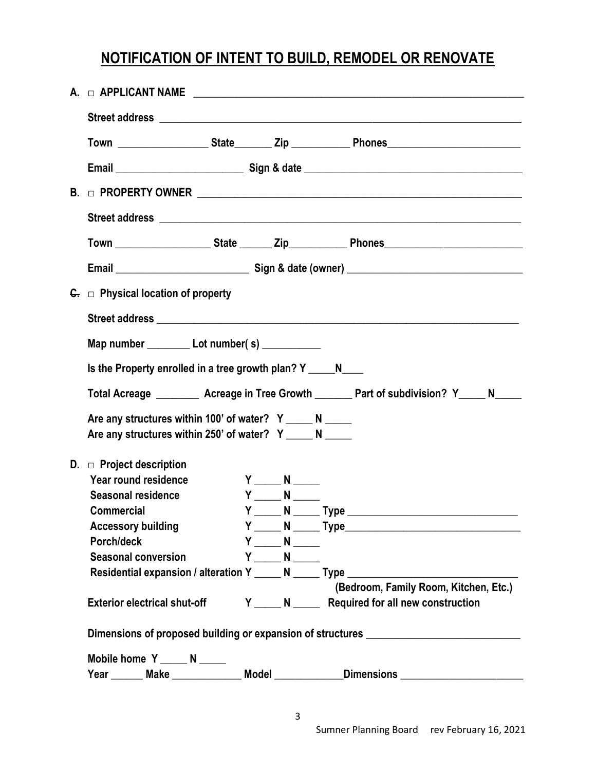# NOTIFICATION OF INTENT TO BUILD, REMODEL OR RENOVATE

**A.** □ **APPLICANT NAME** ______________________________________________________________

**Street address** ______________________________________________________________

**Town** ________________ **State**_______ **Zip** __________ **Phones**________________________

**Email** _______________________ **Sign & date** _______________________________________

**B.** □ **PROPERTY OWNER** ______________________________________________________________

**Street address** ______________________________________________________________

**Town** _________________ **State** ______ **Zip**__________ **Phones**_________________________

**Email** ________________________ **Sign & date (owner)** _______________________________

~~**C.**~~ □ **Physical location of property**

**Street address** ______________________________________________________________

**Map number** ________ **Lot number( s)** __________

**Is the Property enrolled in a tree growth plan? Y** _____**N**____

**Total Acreage** ________ **Acreage in Tree Growth** _______ **Part of subdivision? Y**_____ **N**_____

**Are any structures within 100' of water? Y** _____ **N** _____
**Are any structures within 250' of water? Y** _____ **N** _____

**D.** □ **Project description**

**Year round residence** Y _____ N _____
**Seasonal residence** Y _____ N _____
**Commercial** Y _____ N _____ Type _______________________________
**Accessory building** Y _____ N _____ Type_______________________________
**Porch/deck** Y _____ N _____
**Seasonal conversion** Y _____ N _____
**Residential expansion / alteration** Y _____ N _____ Type _______________________________
**(Bedroom, Family Room, Kitchen, Etc.)**
**Exterior electrical shut-off** Y _____ N _____ **Required for all new construction**

**Dimensions of proposed building or expansion of structures** ___________________________

**Mobile home Y** _____ **N** _____
**Year** ______ **Make** ____________ **Model** ____________**Dimensions** ______________________

Sumner Planning Board rev February 16, 2021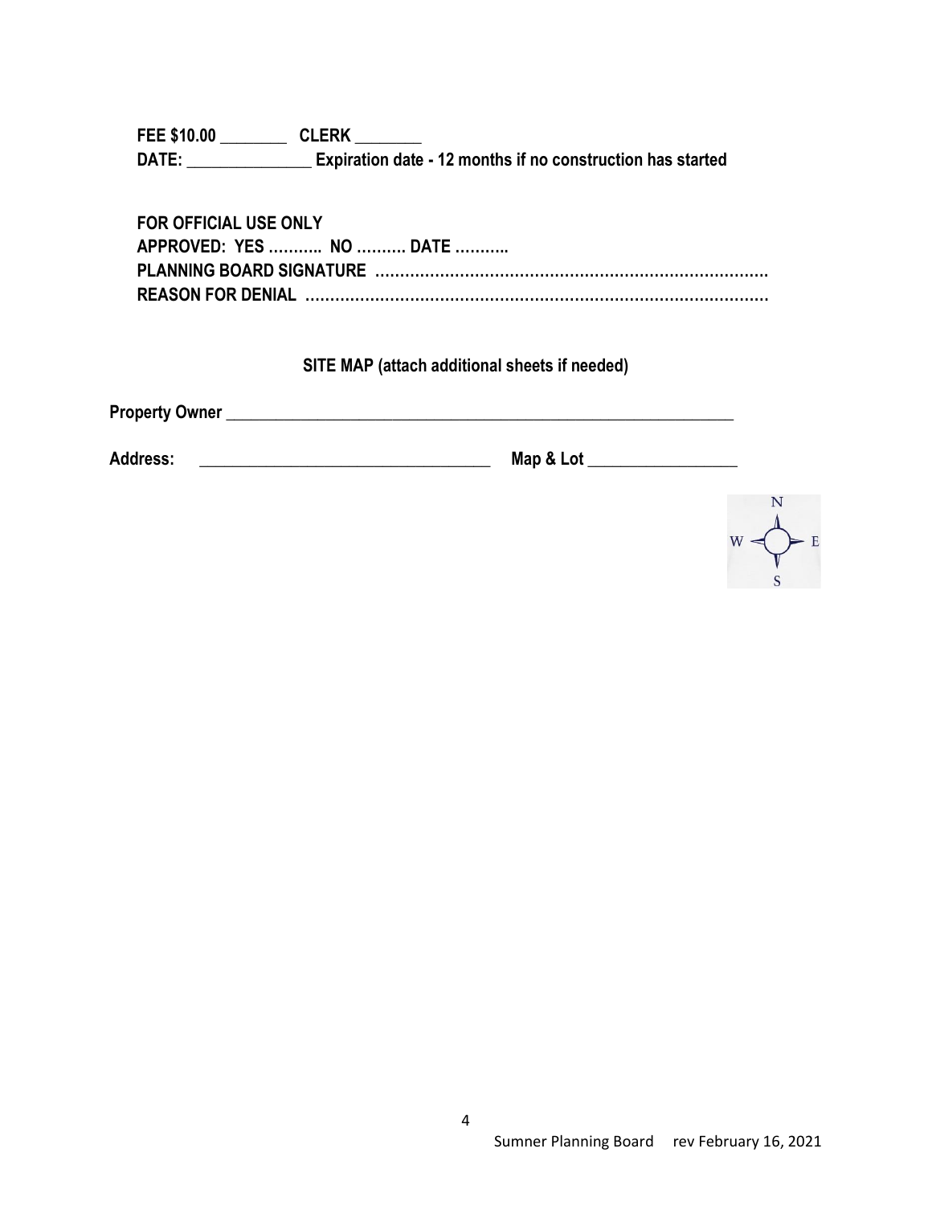**FEE $10.00 ________ CLERK ________**
**DATE: _______________ Expiration date - 12 months if no construction has started**

**FOR OFFICIAL USE ONLY**
**APPROVED: YES ……….. NO ………. DATE ………..**
**PLANNING BOARD SIGNATURE ……………………………………………………………………**
**REASON FOR DENIAL ………………………………………………………………………………**

**SITE MAP (attach additional sheets if needed)**

**Property Owner** _______________________________________________________________

**Address:** ___________________________________ **Map & Lot** _________________

N
W E
S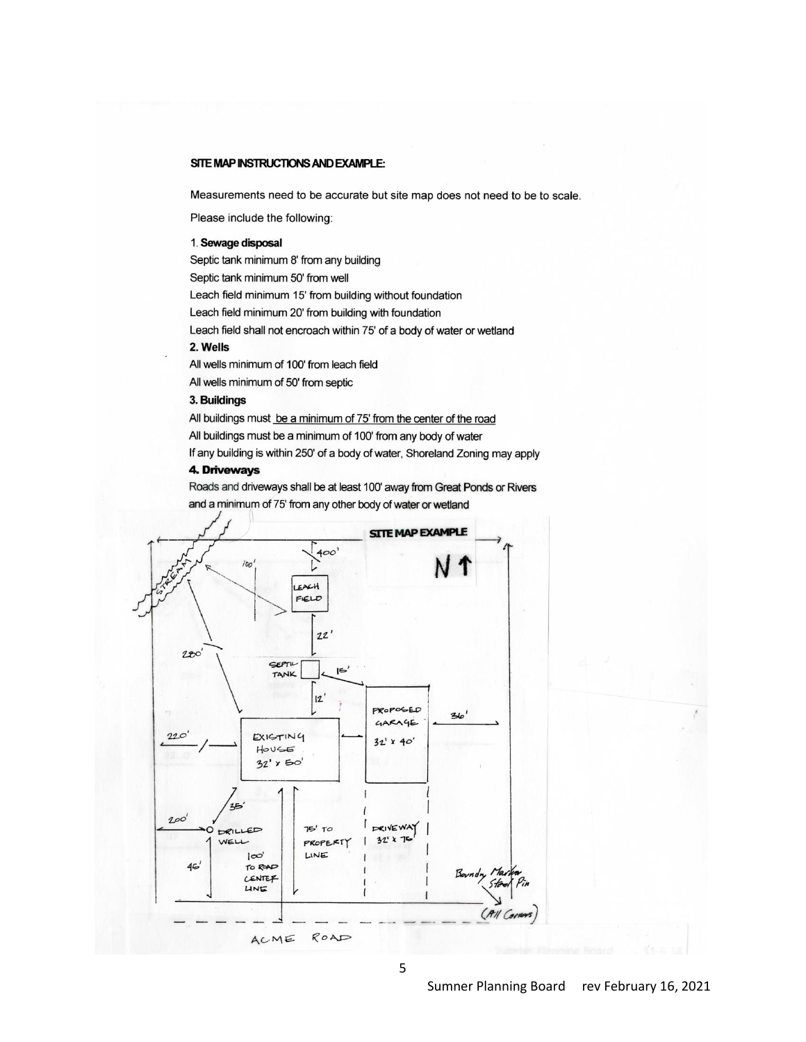**SITE MAP INSTRUCTIONS AND EXAMPLE:**

Measurements need to be accurate but site map does not need to be to scale.

Please include the following:

1. **Sewage disposal**

Septic tank minimum 8' from any building

Septic tank minimum 50' from well

Leach field minimum 15' from building without foundation

Leach field minimum 20' from building with foundation

Leach field shall not encroach within 75' of a body of water or wetland

**2. Wells**

All wells minimum of 100' from leach field

All wells minimum of 50' from septic

**3. Buildings**

All buildings must be a minimum of 75' from the center of the road

All buildings must be a minimum of 100' from any body of water

If any building is within 250' of a body of water, Shoreland Zoning may apply

**4. Driveways**

Roads and driveways shall be at least 100' away from Great Ponds or Rivers and a minimum of 75' from any other body of water or wetland

SITE MAP EXAMPLE

N ↑

STREAM

400'

100'

LEACH FIELD

22'

280'

SEPTIC TANK

15'

12'

PROPOSED GARAGE 32' x 40'

36'

220'

EXISTING HOUSE 32' x 50'

35'

200'

DRILLED WELL

46'

100' TO ROAD CENTER LINE

75' TO PROPERTY LINE

DRIVEWAY 32' x 75'

Boundry Marker Steel Pin (All Corners)

ACME ROAD